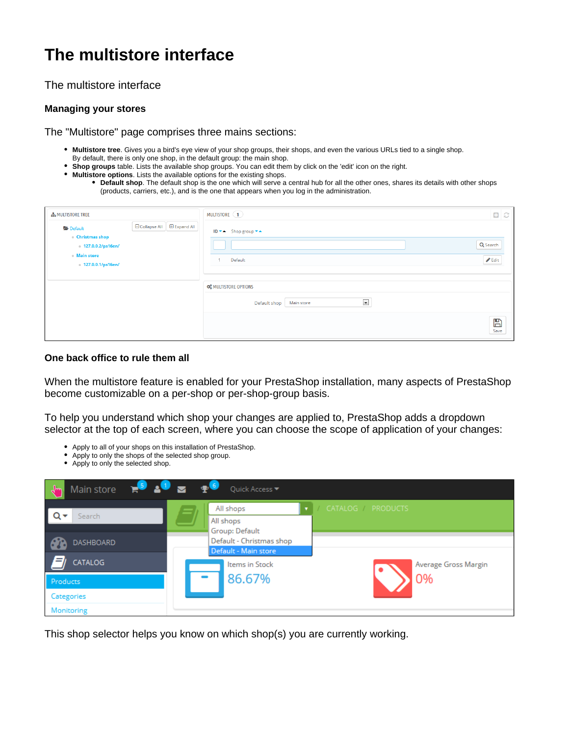# The multistore interface

The multistore interface

### Managing your stores

The "Multistore" page comprises three mains sections:

- **Multistore tree**. Gives you a bird's eye view of your shop groups, their shops, and even the various URLs tied to a single shop. By default, there is only one shop, in the default group: the main shop.
- **Shop groups** table. Lists the available shop groups. You can edit them by click on the 'edit' icon on the right.
- **Multistore options**. Lists the available options for the existing shops.
  - **Default shop**. The default shop is the one which will serve a central hub for all the other ones, shares its details with other shops (products, carriers, etc.), and is the one that appears when you log in the administration.

### One back office to rule them all

When the multistore feature is enabled for your PrestaShop installation, many aspects of PrestaShop become customizable on a per-shop or per-shop-group basis.

To help you understand which shop your changes are applied to, PrestaShop adds a dropdown selector at the top of each screen, where you can choose the scope of application of your changes:

- Apply to all of your shops on this installation of PrestaShop.
- Apply to only the shops of the selected shop group.
- Apply to only the selected shop.

This shop selector helps you know on which shop(s) you are currently working.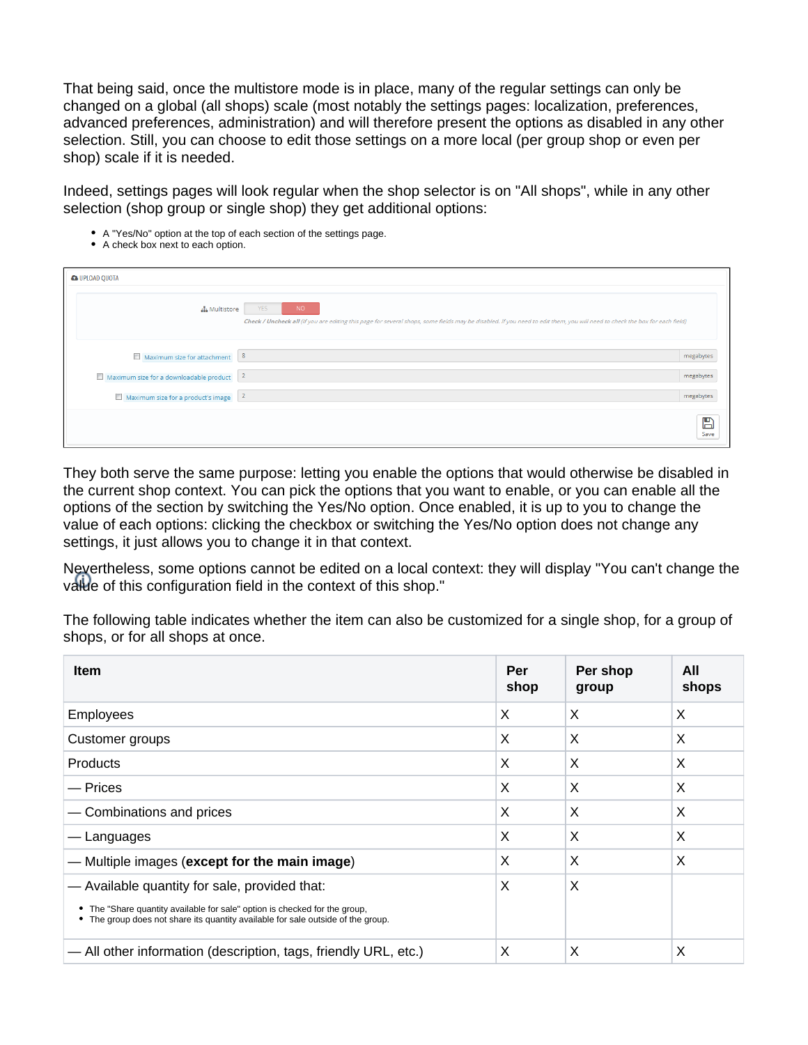That being said, once the multistore mode is in place, many of the regular settings can only be changed on a global (all shops) scale (most notably the settings pages: localization, preferences, advanced preferences, administration) and will therefore present the options as disabled in any other selection. Still, you can choose to edit those settings on a more local (per group shop or even per shop) scale if it is needed.

Indeed, settings pages will look regular when the shop selector is on "All shops", while in any other selection (shop group or single shop) they get additional options:

- A "Yes/No" option at the top of each section of the settings page.
- A check box next to each option.

They both serve the same purpose: letting you enable the options that would otherwise be disabled in the current shop context. You can pick the options that you want to enable, or you can enable all the options of the section by switching the Yes/No option. Once enabled, it is up to you to change the value of each options: clicking the checkbox or switching the Yes/No option does not change any settings, it just allows you to change it in that context.

Nevertheless, some options cannot be edited on a local context: they will display "You can't change the value of this configuration field in the context of this shop."

The following table indicates whether the item can also be customized for a single shop, for a group of shops, or for all shops at once.

| Item | Per shop | Per shop group | All shops |
|---|---|---|---|
| Employees | X | X | X |
| Customer groups | X | X | X |
| Products | X | X | X |
| — Prices | X | X | X |
| — Combinations and prices | X | X | X |
| — Languages | X | X | X |
| — Multiple images (**except for the main image**) | X | X | X |
| — Available quantity for sale, provided that:<br>• The "Share quantity available for sale" option is checked for the group,<br>• The group does not share its quantity available for sale outside of the group. | X | X | |
| — All other information (description, tags, friendly URL, etc.) | X | X | X |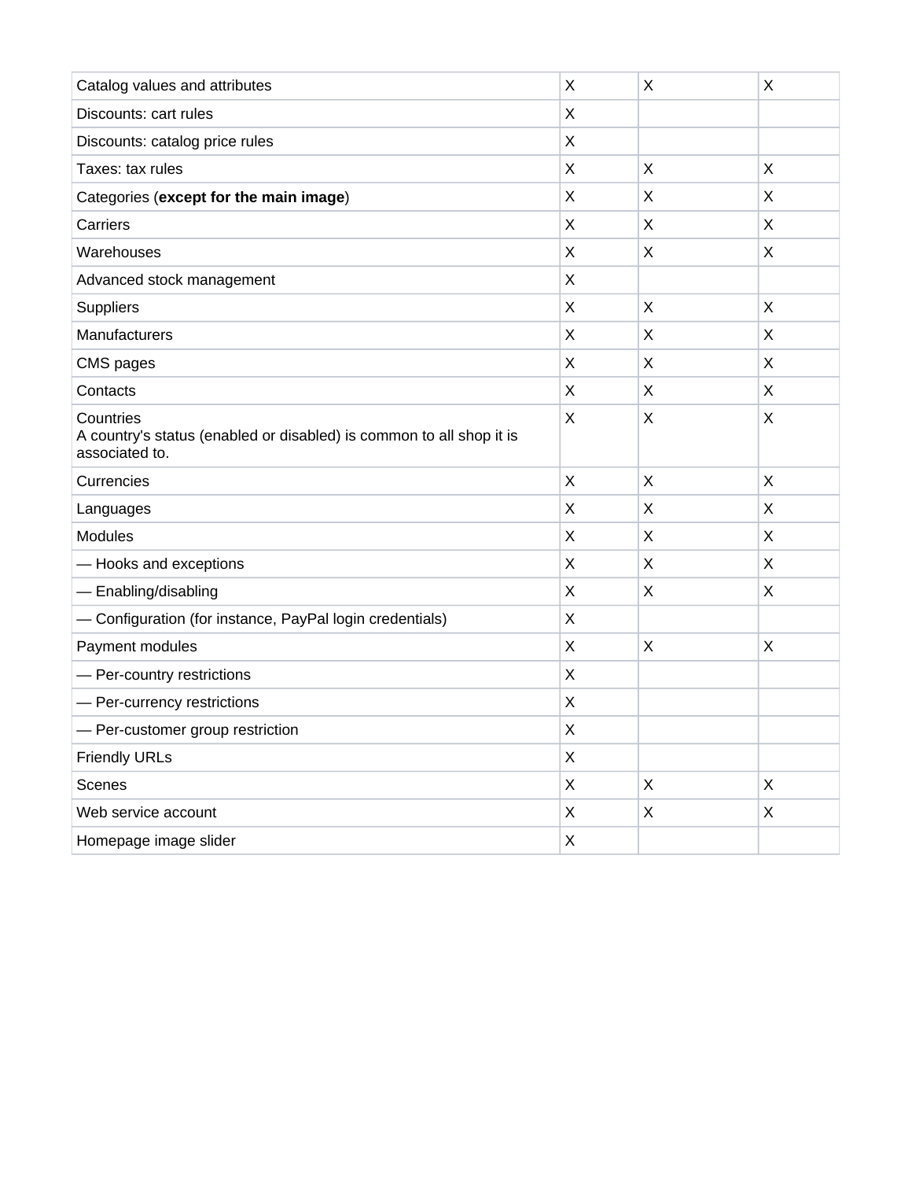| | | | |
|---|---|---|---|
| Catalog values and attributes | X | X | X |
| Discounts: cart rules | X | | |
| Discounts: catalog price rules | X | | |
| Taxes: tax rules | X | X | X |
| Categories (**except for the main image**) | X | X | X |
| Carriers | X | X | X |
| Warehouses | X | X | X |
| Advanced stock management | X | | |
| Suppliers | X | X | X |
| Manufacturers | X | X | X |
| CMS pages | X | X | X |
| Contacts | X | X | X |
| Countries<br>A country's status (enabled or disabled) is common to all shop it is associated to. | X | X | X |
| Currencies | X | X | X |
| Languages | X | X | X |
| Modules | X | X | X |
| — Hooks and exceptions | X | X | X |
| — Enabling/disabling | X | X | X |
| — Configuration (for instance, PayPal login credentials) | X | | |
| Payment modules | X | X | X |
| — Per-country restrictions | X | | |
| — Per-currency restrictions | X | | |
| — Per-customer group restriction | X | | |
| Friendly URLs | X | | |
| Scenes | X | X | X |
| Web service account | X | X | X |
| Homepage image slider | X | | |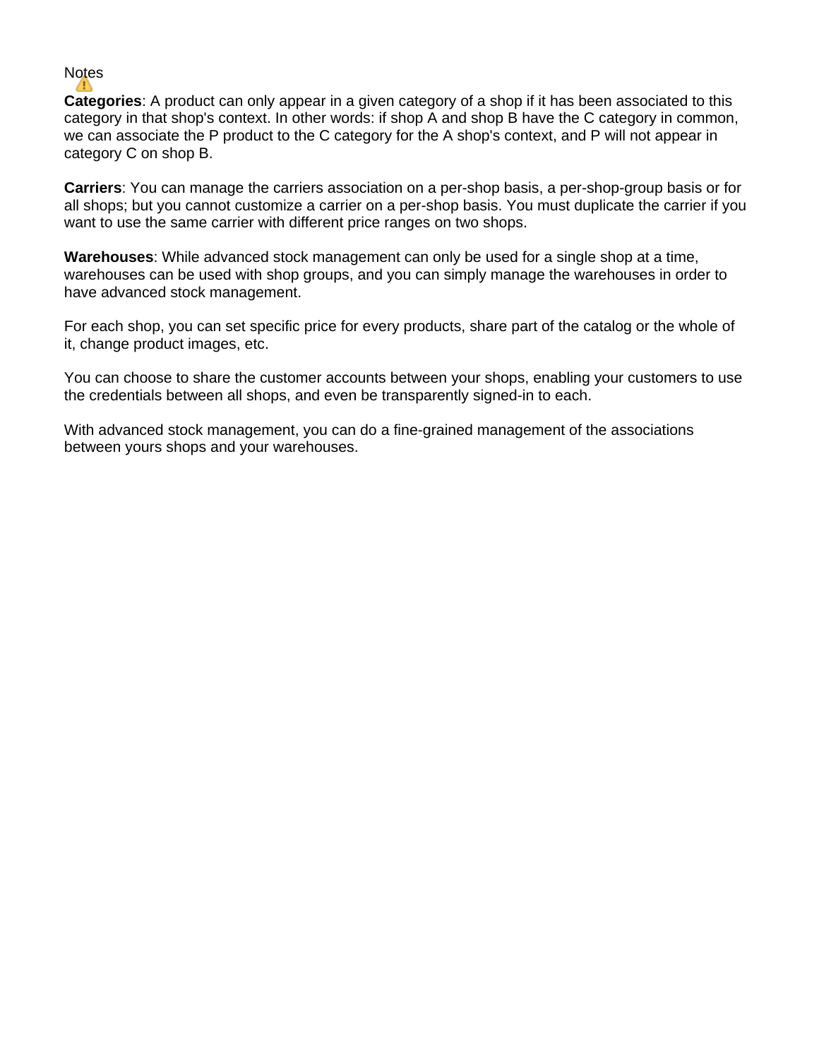Notes

**Categories**: A product can only appear in a given category of a shop if it has been associated to this category in that shop's context. In other words: if shop A and shop B have the C category in common, we can associate the P product to the C category for the A shop's context, and P will not appear in category C on shop B.

**Carriers**: You can manage the carriers association on a per-shop basis, a per-shop-group basis or for all shops; but you cannot customize a carrier on a per-shop basis. You must duplicate the carrier if you want to use the same carrier with different price ranges on two shops.

**Warehouses**: While advanced stock management can only be used for a single shop at a time, warehouses can be used with shop groups, and you can simply manage the warehouses in order to have advanced stock management.

For each shop, you can set specific price for every products, share part of the catalog or the whole of it, change product images, etc.

You can choose to share the customer accounts between your shops, enabling your customers to use the credentials between all shops, and even be transparently signed-in to each.

With advanced stock management, you can do a fine-grained management of the associations between yours shops and your warehouses.